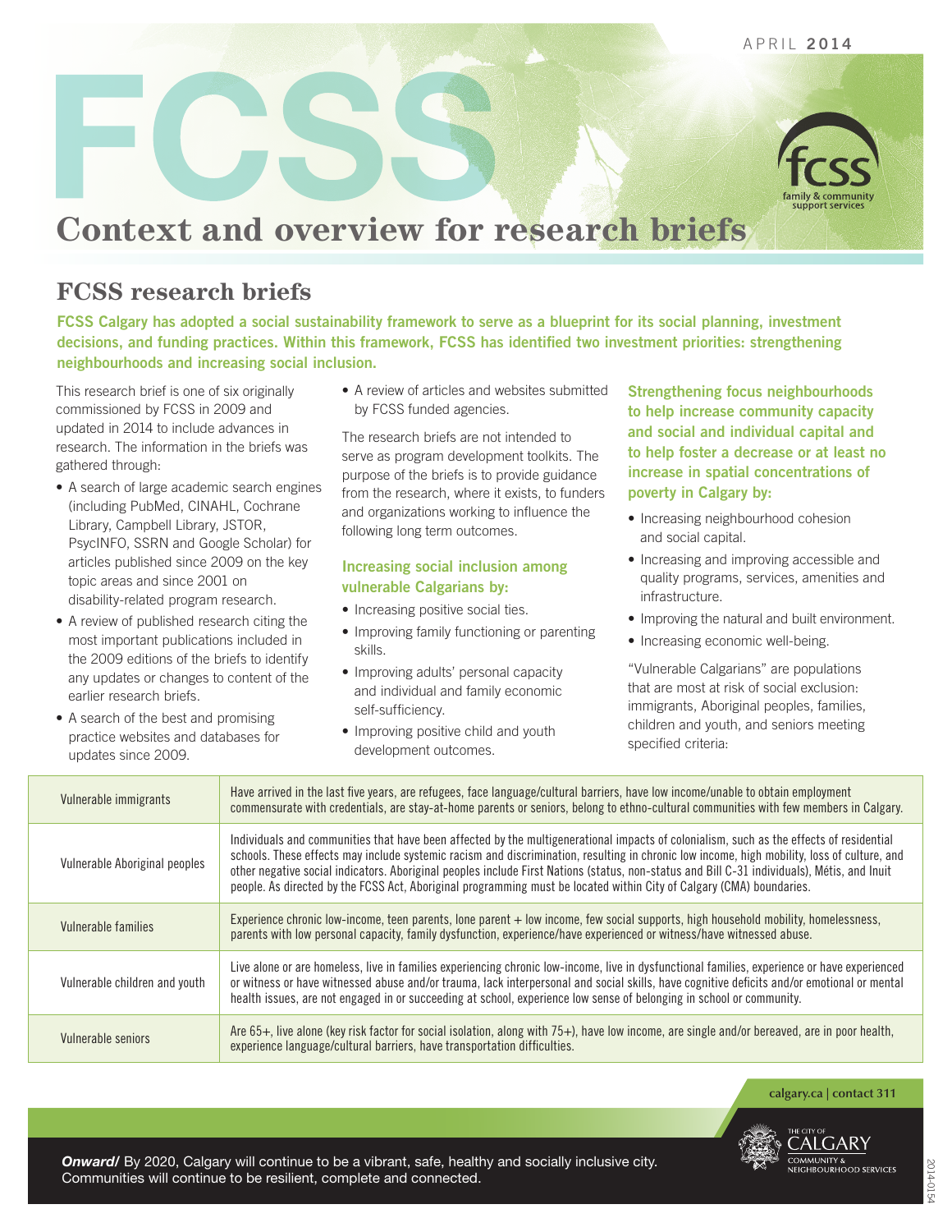APRIL **2014**

# Context and overview for research briefs

## FCSS research briefs

**FCSS Calgary has adopted a social sustainability framework to serve as a blueprint for its social planning, investment decisions, and funding practices. Within this framework, FCSS has identified two investment priorities: strengthening neighbourhoods and increasing social inclusion.**

This research brief is one of six originally commissioned by FCSS in 2009 and updated in 2014 to include advances in research. The information in the briefs was gathered through:

- A search of large academic search engines (including PubMed, CINAHL, Cochrane Library, Campbell Library, JSTOR, PsycINFO, SSRN and Google Scholar) for articles published since 2009 on the key topic areas and since 2001 on disability-related program research.
- A review of published research citing the most important publications included in the 2009 editions of the briefs to identify any updates or changes to content of the earlier research briefs.
- A search of the best and promising practice websites and databases for updates since 2009.
- A review of articles and websites submitted by FCSS funded agencies.

The research briefs are not intended to serve as program development toolkits. The purpose of the briefs is to provide guidance from the research, where it exists, to funders and organizations working to influence the following long term outcomes.

### Increasing social inclusion among vulnerable Calgarians by:

- Increasing positive social ties.
- Improving family functioning or parenting skills.
- Improving adults' personal capacity and individual and family economic self-sufficiency.
- Improving positive child and youth development outcomes.

### Strengthening focus neighbourhoods to help increase community capacity and social and individual capital and to help foster a decrease or at least no increase in spatial concentrations of poverty in Calgary by:

- Increasing neighbourhood cohesion and social capital.
- Increasing and improving accessible and quality programs, services, amenities and infrastructure.
- Improving the natural and built environment.
- Increasing economic well-being.

"Vulnerable Calgarians" are populations that are most at risk of social exclusion: immigrants, Aboriginal peoples, families, children and youth, and seniors meeting specified criteria:

| | |
|---|---|
| Vulnerable immigrants | Have arrived in the last five years, are refugees, face language/cultural barriers, have low income/unable to obtain employment commensurate with credentials, are stay-at-home parents or seniors, belong to ethno-cultural communities with few members in Calgary. |
| Vulnerable Aboriginal peoples | Individuals and communities that have been affected by the multigenerational impacts of colonialism, such as the effects of residential schools. These effects may include systemic racism and discrimination, resulting in chronic low income, high mobility, loss of culture, and other negative social indicators. Aboriginal peoples include First Nations (status, non-status and Bill C-31 individuals), Métis, and Inuit people. As directed by the FCSS Act, Aboriginal programming must be located within City of Calgary (CMA) boundaries. |
| Vulnerable families | Experience chronic low-income, teen parents, lone parent + low income, few social supports, high household mobility, homelessness, parents with low personal capacity, family dysfunction, experience/have experienced or witness/have witnessed abuse. |
| Vulnerable children and youth | Live alone or are homeless, live in families experiencing chronic low-income, live in dysfunctional families, experience or have experienced or witness or have witnessed abuse and/or trauma, lack interpersonal and social skills, have cognitive deficits and/or emotional or mental health issues, are not engaged in or succeeding at school, experience low sense of belonging in school or community. |
| Vulnerable seniors | Are 65+, live alone (key risk factor for social isolation, along with 75+), have low income, are single and/or bereaved, are in poor health, experience language/cultural barriers, have transportation difficulties. |

calgary.ca | contact 311

***Onward/*** By 2020, Calgary will continue to be a vibrant, safe, healthy and socially inclusive city. Communities will continue to be resilient, complete and connected.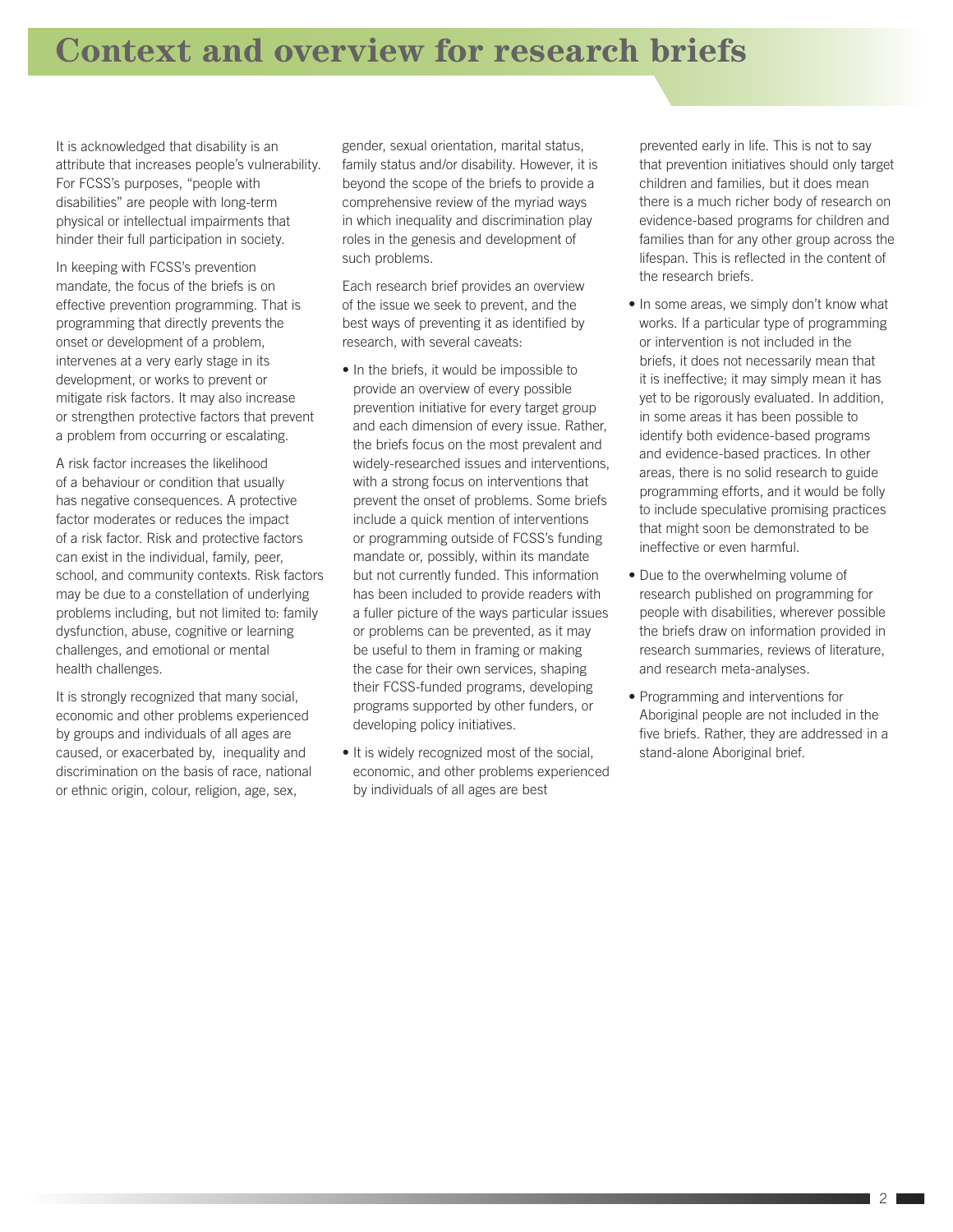# Context and overview for research briefs

It is acknowledged that disability is an attribute that increases people's vulnerability. For FCSS's purposes, "people with disabilities" are people with long-term physical or intellectual impairments that hinder their full participation in society.

In keeping with FCSS's prevention mandate, the focus of the briefs is on effective prevention programming. That is programming that directly prevents the onset or development of a problem, intervenes at a very early stage in its development, or works to prevent or mitigate risk factors. It may also increase or strengthen protective factors that prevent a problem from occurring or escalating.

A risk factor increases the likelihood of a behaviour or condition that usually has negative consequences. A protective factor moderates or reduces the impact of a risk factor. Risk and protective factors can exist in the individual, family, peer, school, and community contexts. Risk factors may be due to a constellation of underlying problems including, but not limited to: family dysfunction, abuse, cognitive or learning challenges, and emotional or mental health challenges.

It is strongly recognized that many social, economic and other problems experienced by groups and individuals of all ages are caused, or exacerbated by, inequality and discrimination on the basis of race, national or ethnic origin, colour, religion, age, sex, gender, sexual orientation, marital status, family status and/or disability. However, it is beyond the scope of the briefs to provide a comprehensive review of the myriad ways in which inequality and discrimination play roles in the genesis and development of such problems.

Each research brief provides an overview of the issue we seek to prevent, and the best ways of preventing it as identified by research, with several caveats:

- In the briefs, it would be impossible to provide an overview of every possible prevention initiative for every target group and each dimension of every issue. Rather, the briefs focus on the most prevalent and widely-researched issues and interventions, with a strong focus on interventions that prevent the onset of problems. Some briefs include a quick mention of interventions or programming outside of FCSS's funding mandate or, possibly, within its mandate but not currently funded. This information has been included to provide readers with a fuller picture of the ways particular issues or problems can be prevented, as it may be useful to them in framing or making the case for their own services, shaping their FCSS-funded programs, developing programs supported by other funders, or developing policy initiatives.
- It is widely recognized most of the social, economic, and other problems experienced by individuals of all ages are best prevented early in life. This is not to say that prevention initiatives should only target children and families, but it does mean there is a much richer body of research on evidence-based programs for children and families than for any other group across the lifespan. This is reflected in the content of the research briefs.
- In some areas, we simply don't know what works. If a particular type of programming or intervention is not included in the briefs, it does not necessarily mean that it is ineffective; it may simply mean it has yet to be rigorously evaluated. In addition, in some areas it has been possible to identify both evidence-based programs and evidence-based practices. In other areas, there is no solid research to guide programming efforts, and it would be folly to include speculative promising practices that might soon be demonstrated to be ineffective or even harmful.
- Due to the overwhelming volume of research published on programming for people with disabilities, wherever possible the briefs draw on information provided in research summaries, reviews of literature, and research meta-analyses.
- Programming and interventions for Aboriginal people are not included in the five briefs. Rather, they are addressed in a stand-alone Aboriginal brief.